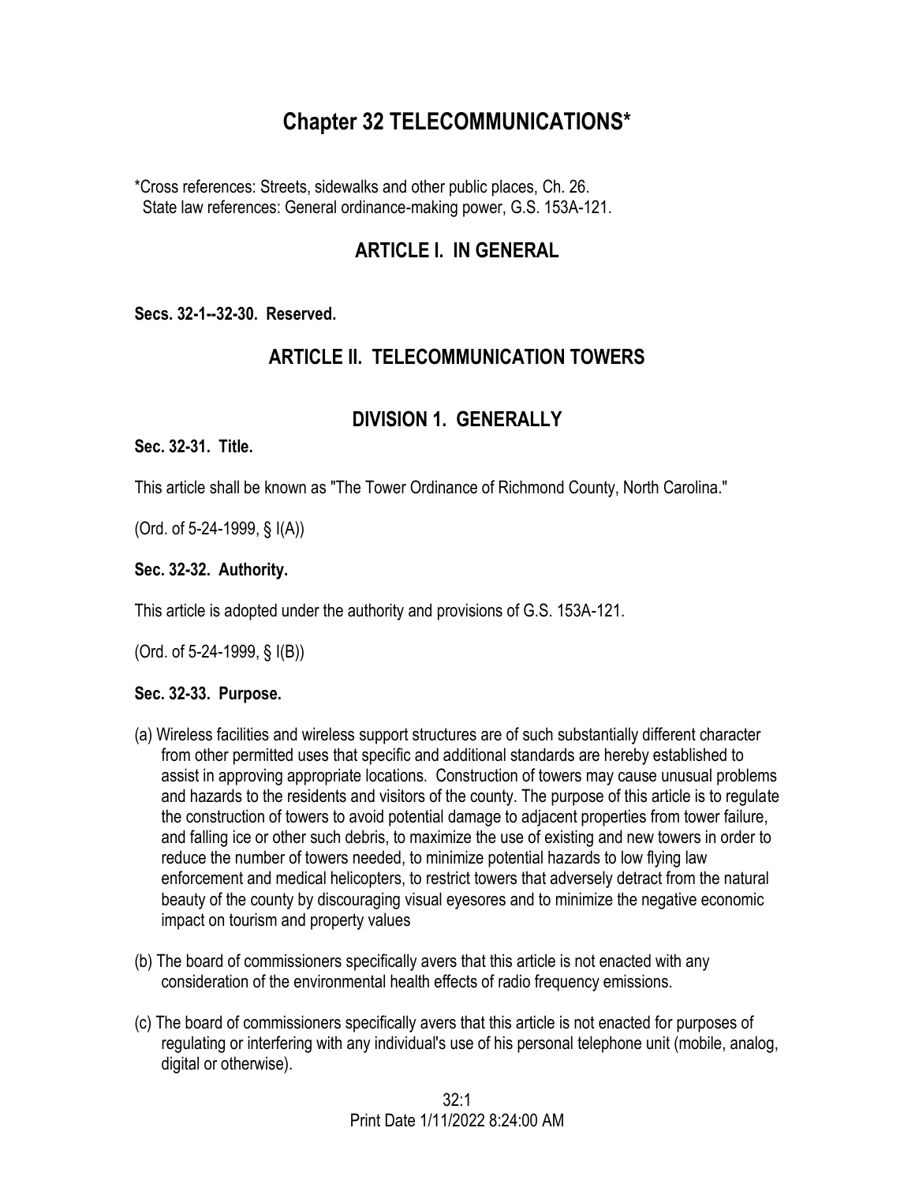# Chapter 32 TELECOMMUNICATIONS*

*Cross references: Streets, sidewalks and other public places, Ch. 26.
State law references: General ordinance-making power, G.S. 153A-121.

## ARTICLE I. IN GENERAL

**Secs. 32-1--32-30. Reserved.**

## ARTICLE II. TELECOMMUNICATION TOWERS

## DIVISION 1. GENERALLY

**Sec. 32-31. Title.**

This article shall be known as "The Tower Ordinance of Richmond County, North Carolina."

(Ord. of 5-24-1999, § I(A))

**Sec. 32-32. Authority.**

This article is adopted under the authority and provisions of G.S. 153A-121.

(Ord. of 5-24-1999, § I(B))

**Sec. 32-33. Purpose.**

(a) Wireless facilities and wireless support structures are of such substantially different character from other permitted uses that specific and additional standards are hereby established to assist in approving appropriate locations. Construction of towers may cause unusual problems and hazards to the residents and visitors of the county. The purpose of this article is to regulate the construction of towers to avoid potential damage to adjacent properties from tower failure, and falling ice or other such debris, to maximize the use of existing and new towers in order to reduce the number of towers needed, to minimize potential hazards to low flying law enforcement and medical helicopters, to restrict towers that adversely detract from the natural beauty of the county by discouraging visual eyesores and to minimize the negative economic impact on tourism and property values

(b) The board of commissioners specifically avers that this article is not enacted with any consideration of the environmental health effects of radio frequency emissions.

(c) The board of commissioners specifically avers that this article is not enacted for purposes of regulating or interfering with any individual's use of his personal telephone unit (mobile, analog, digital or otherwise).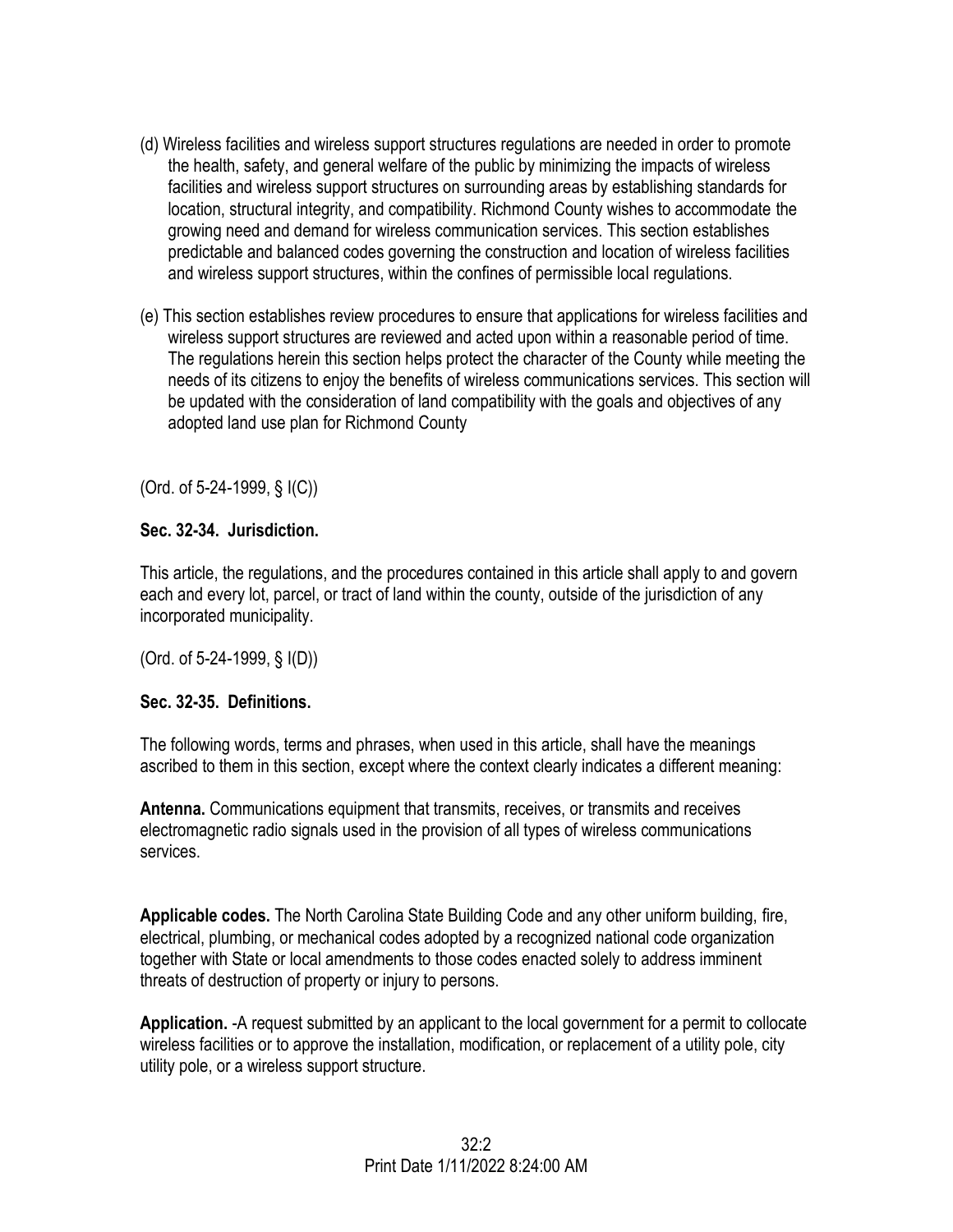(d) Wireless facilities and wireless support structures regulations are needed in order to promote the health, safety, and general welfare of the public by minimizing the impacts of wireless facilities and wireless support structures on surrounding areas by establishing standards for location, structural integrity, and compatibility. Richmond County wishes to accommodate the growing need and demand for wireless communication services. This section establishes predictable and balanced codes governing the construction and location of wireless facilities and wireless support structures, within the confines of permissible local regulations.

(e) This section establishes review procedures to ensure that applications for wireless facilities and wireless support structures are reviewed and acted upon within a reasonable period of time. The regulations herein this section helps protect the character of the County while meeting the needs of its citizens to enjoy the benefits of wireless communications services. This section will be updated with the consideration of land compatibility with the goals and objectives of any adopted land use plan for Richmond County

(Ord. of 5-24-1999, § I(C))

**Sec. 32-34. Jurisdiction.**

This article, the regulations, and the procedures contained in this article shall apply to and govern each and every lot, parcel, or tract of land within the county, outside of the jurisdiction of any incorporated municipality.

(Ord. of 5-24-1999, § I(D))

**Sec. 32-35. Definitions.**

The following words, terms and phrases, when used in this article, shall have the meanings ascribed to them in this section, except where the context clearly indicates a different meaning:

**Antenna.** Communications equipment that transmits, receives, or transmits and receives electromagnetic radio signals used in the provision of all types of wireless communications services.

**Applicable codes.** The North Carolina State Building Code and any other uniform building, fire, electrical, plumbing, or mechanical codes adopted by a recognized national code organization together with State or local amendments to those codes enacted solely to address imminent threats of destruction of property or injury to persons.

**Application.** -A request submitted by an applicant to the local government for a permit to collocate wireless facilities or to approve the installation, modification, or replacement of a utility pole, city utility pole, or a wireless support structure.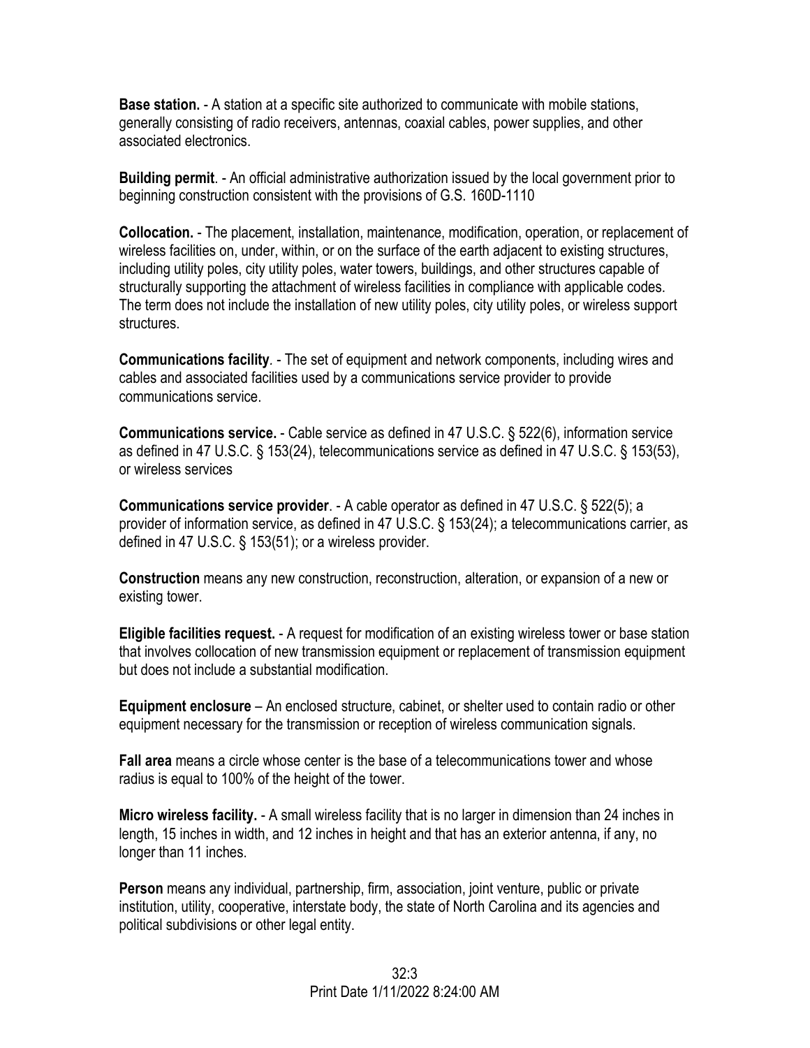**Base station.** - A station at a specific site authorized to communicate with mobile stations, generally consisting of radio receivers, antennas, coaxial cables, power supplies, and other associated electronics.

**Building permit**. - An official administrative authorization issued by the local government prior to beginning construction consistent with the provisions of G.S. 160D-1110

**Collocation.** - The placement, installation, maintenance, modification, operation, or replacement of wireless facilities on, under, within, or on the surface of the earth adjacent to existing structures, including utility poles, city utility poles, water towers, buildings, and other structures capable of structurally supporting the attachment of wireless facilities in compliance with applicable codes. The term does not include the installation of new utility poles, city utility poles, or wireless support structures.

**Communications facility**. - The set of equipment and network components, including wires and cables and associated facilities used by a communications service provider to provide communications service.

**Communications service.** - Cable service as defined in 47 U.S.C. § 522(6), information service as defined in 47 U.S.C. § 153(24), telecommunications service as defined in 47 U.S.C. § 153(53), or wireless services

**Communications service provider**. - A cable operator as defined in 47 U.S.C. § 522(5); a provider of information service, as defined in 47 U.S.C. § 153(24); a telecommunications carrier, as defined in 47 U.S.C. § 153(51); or a wireless provider.

**Construction** means any new construction, reconstruction, alteration, or expansion of a new or existing tower.

**Eligible facilities request.** - A request for modification of an existing wireless tower or base station that involves collocation of new transmission equipment or replacement of transmission equipment but does not include a substantial modification.

**Equipment enclosure** – An enclosed structure, cabinet, or shelter used to contain radio or other equipment necessary for the transmission or reception of wireless communication signals.

**Fall area** means a circle whose center is the base of a telecommunications tower and whose radius is equal to 100% of the height of the tower.

**Micro wireless facility.** - A small wireless facility that is no larger in dimension than 24 inches in length, 15 inches in width, and 12 inches in height and that has an exterior antenna, if any, no longer than 11 inches.

**Person** means any individual, partnership, firm, association, joint venture, public or private institution, utility, cooperative, interstate body, the state of North Carolina and its agencies and political subdivisions or other legal entity.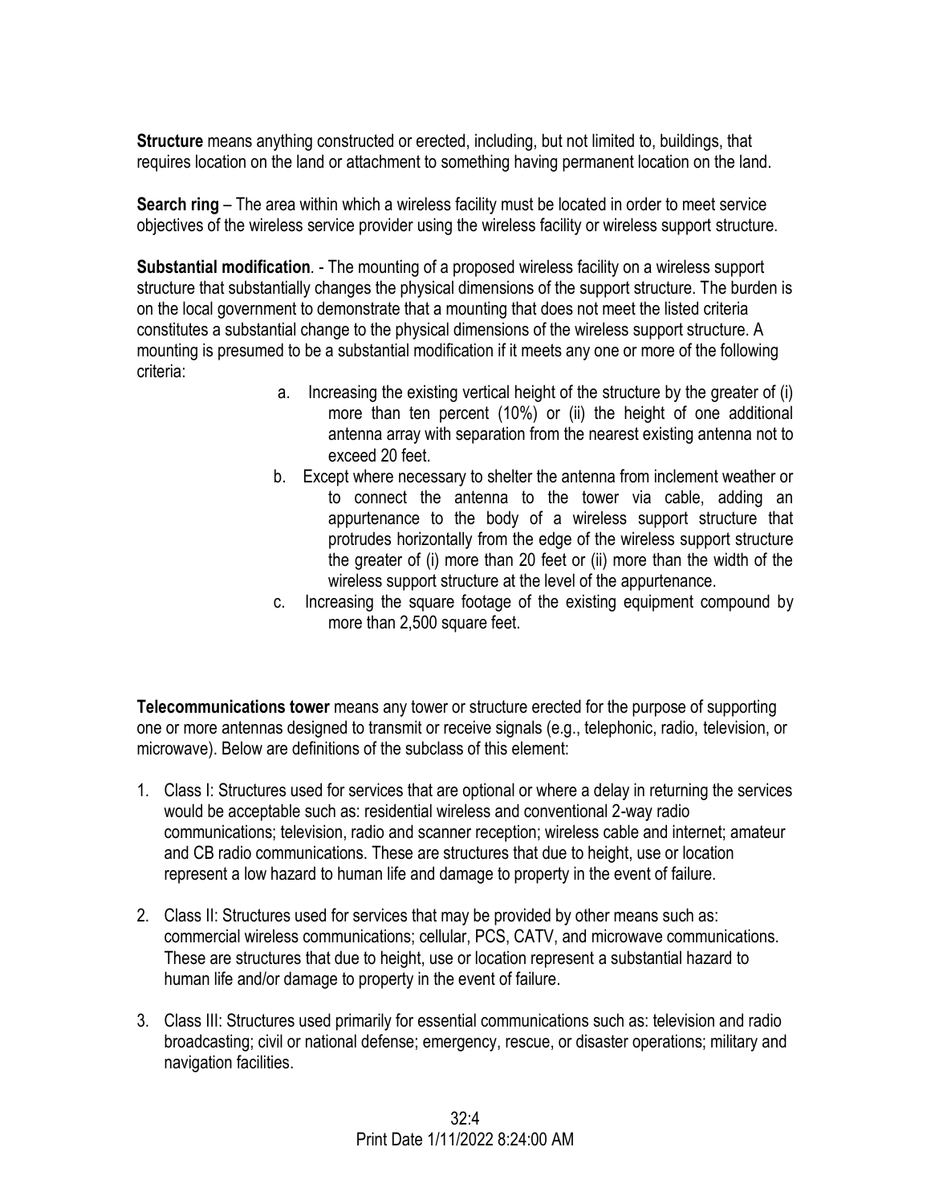**Structure** means anything constructed or erected, including, but not limited to, buildings, that requires location on the land or attachment to something having permanent location on the land.

**Search ring** – The area within which a wireless facility must be located in order to meet service objectives of the wireless service provider using the wireless facility or wireless support structure.

**Substantial modification**. - The mounting of a proposed wireless facility on a wireless support structure that substantially changes the physical dimensions of the support structure. The burden is on the local government to demonstrate that a mounting that does not meet the listed criteria constitutes a substantial change to the physical dimensions of the wireless support structure. A mounting is presumed to be a substantial modification if it meets any one or more of the following criteria:

a. Increasing the existing vertical height of the structure by the greater of (i) more than ten percent (10%) or (ii) the height of one additional antenna array with separation from the nearest existing antenna not to exceed 20 feet.
b. Except where necessary to shelter the antenna from inclement weather or to connect the antenna to the tower via cable, adding an appurtenance to the body of a wireless support structure that protrudes horizontally from the edge of the wireless support structure the greater of (i) more than 20 feet or (ii) more than the width of the wireless support structure at the level of the appurtenance.
c. Increasing the square footage of the existing equipment compound by more than 2,500 square feet.

**Telecommunications tower** means any tower or structure erected for the purpose of supporting one or more antennas designed to transmit or receive signals (e.g., telephonic, radio, television, or microwave). Below are definitions of the subclass of this element:

1. Class I: Structures used for services that are optional or where a delay in returning the services would be acceptable such as: residential wireless and conventional 2-way radio communications; television, radio and scanner reception; wireless cable and internet; amateur and CB radio communications. These are structures that due to height, use or location represent a low hazard to human life and damage to property in the event of failure.

2. Class II: Structures used for services that may be provided by other means such as: commercial wireless communications; cellular, PCS, CATV, and microwave communications. These are structures that due to height, use or location represent a substantial hazard to human life and/or damage to property in the event of failure.

3. Class III: Structures used primarily for essential communications such as: television and radio broadcasting; civil or national defense; emergency, rescue, or disaster operations; military and navigation facilities.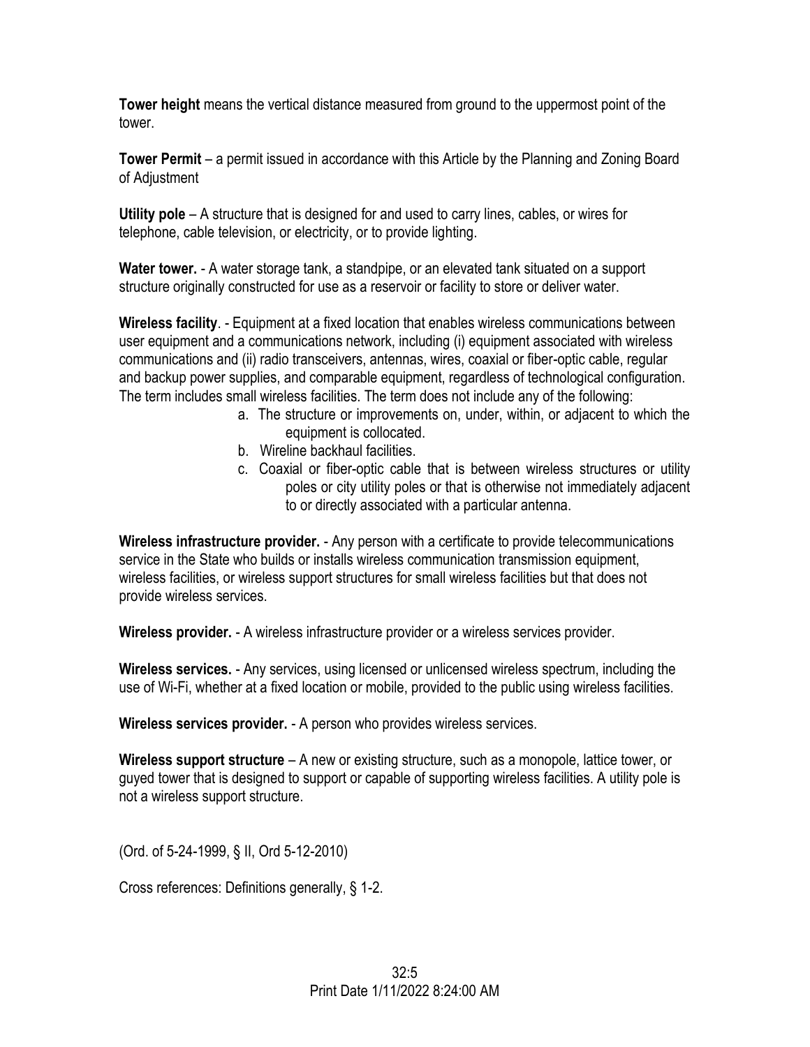**Tower height** means the vertical distance measured from ground to the uppermost point of the tower.

**Tower Permit** – a permit issued in accordance with this Article by the Planning and Zoning Board of Adjustment

**Utility pole** – A structure that is designed for and used to carry lines, cables, or wires for telephone, cable television, or electricity, or to provide lighting.

**Water tower.** - A water storage tank, a standpipe, or an elevated tank situated on a support structure originally constructed for use as a reservoir or facility to store or deliver water.

**Wireless facility**. - Equipment at a fixed location that enables wireless communications between user equipment and a communications network, including (i) equipment associated with wireless communications and (ii) radio transceivers, antennas, wires, coaxial or fiber-optic cable, regular and backup power supplies, and comparable equipment, regardless of technological configuration. The term includes small wireless facilities. The term does not include any of the following:

a. The structure or improvements on, under, within, or adjacent to which the equipment is collocated.

b. Wireline backhaul facilities.

c. Coaxial or fiber-optic cable that is between wireless structures or utility poles or city utility poles or that is otherwise not immediately adjacent to or directly associated with a particular antenna.

**Wireless infrastructure provider.** - Any person with a certificate to provide telecommunications service in the State who builds or installs wireless communication transmission equipment, wireless facilities, or wireless support structures for small wireless facilities but that does not provide wireless services.

**Wireless provider.** - A wireless infrastructure provider or a wireless services provider.

**Wireless services.** - Any services, using licensed or unlicensed wireless spectrum, including the use of Wi-Fi, whether at a fixed location or mobile, provided to the public using wireless facilities.

**Wireless services provider.** - A person who provides wireless services.

**Wireless support structure** – A new or existing structure, such as a monopole, lattice tower, or guyed tower that is designed to support or capable of supporting wireless facilities. A utility pole is not a wireless support structure.

(Ord. of 5-24-1999, § II, Ord 5-12-2010)

Cross references: Definitions generally, § 1-2.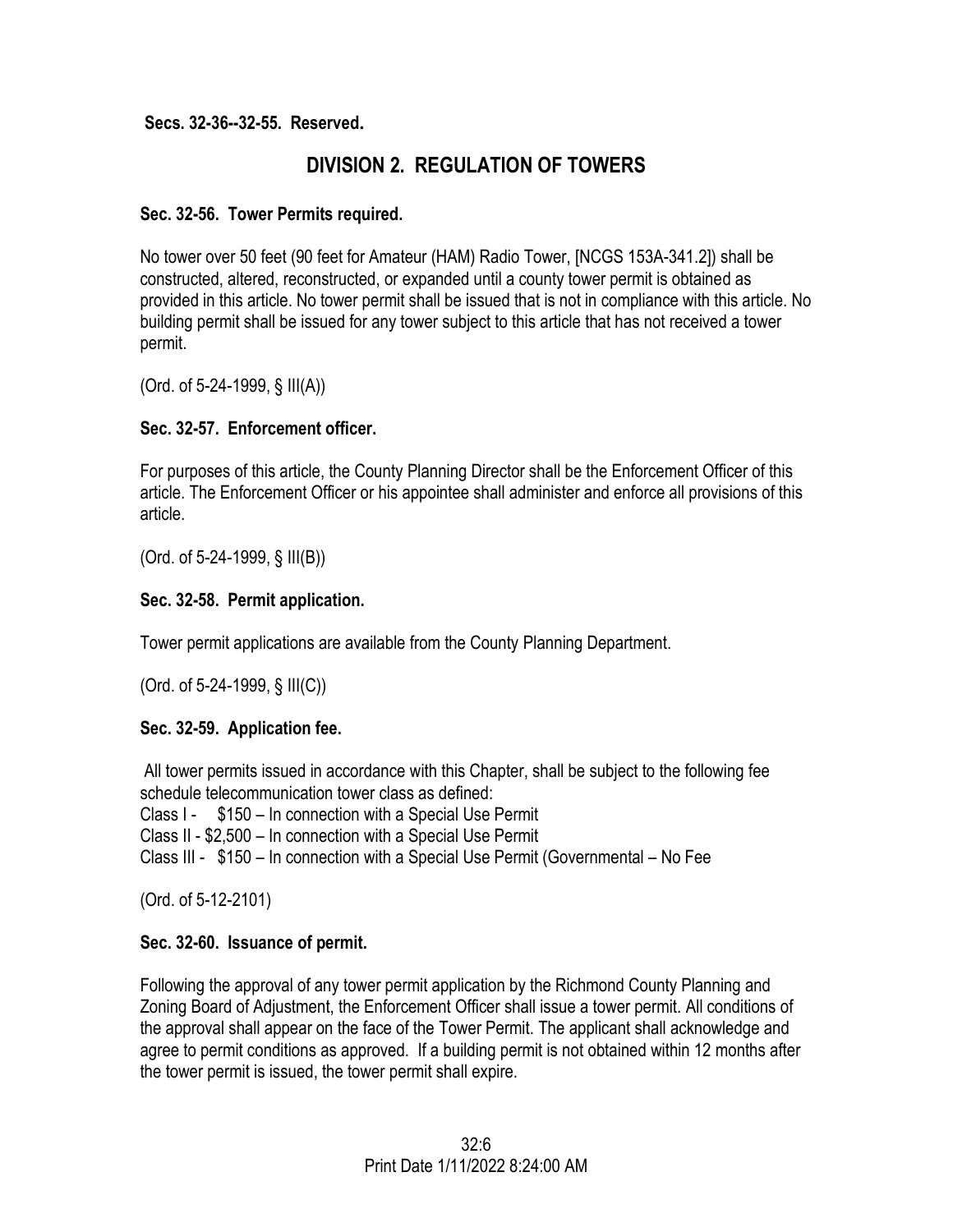**Secs. 32-36--32-55. Reserved.**

## DIVISION 2. REGULATION OF TOWERS

**Sec. 32-56. Tower Permits required.**

No tower over 50 feet (90 feet for Amateur (HAM) Radio Tower, [NCGS 153A-341.2]) shall be constructed, altered, reconstructed, or expanded until a county tower permit is obtained as provided in this article. No tower permit shall be issued that is not in compliance with this article. No building permit shall be issued for any tower subject to this article that has not received a tower permit.

(Ord. of 5-24-1999, § III(A))

**Sec. 32-57. Enforcement officer.**

For purposes of this article, the County Planning Director shall be the Enforcement Officer of this article. The Enforcement Officer or his appointee shall administer and enforce all provisions of this article.

(Ord. of 5-24-1999, § III(B))

**Sec. 32-58. Permit application.**

Tower permit applications are available from the County Planning Department.

(Ord. of 5-24-1999, § III(C))

**Sec. 32-59. Application fee.**

All tower permits issued in accordance with this Chapter, shall be subject to the following fee schedule telecommunication tower class as defined:
Class I - $150 – In connection with a Special Use Permit
Class II - $2,500 – In connection with a Special Use Permit
Class III - $150 – In connection with a Special Use Permit (Governmental – No Fee

(Ord. of 5-12-2101)

**Sec. 32-60. Issuance of permit.**

Following the approval of any tower permit application by the Richmond County Planning and Zoning Board of Adjustment, the Enforcement Officer shall issue a tower permit. All conditions of the approval shall appear on the face of the Tower Permit. The applicant shall acknowledge and agree to permit conditions as approved. If a building permit is not obtained within 12 months after the tower permit is issued, the tower permit shall expire.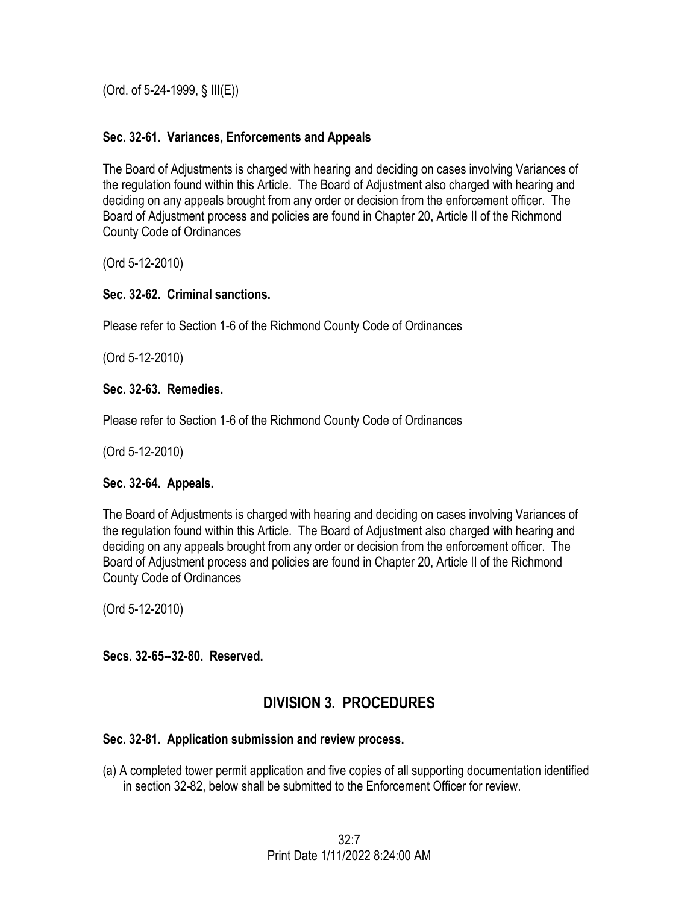(Ord. of 5-24-1999, § III(E))

### Sec. 32-61. Variances, Enforcements and Appeals

The Board of Adjustments is charged with hearing and deciding on cases involving Variances of the regulation found within this Article. The Board of Adjustment also charged with hearing and deciding on any appeals brought from any order or decision from the enforcement officer. The Board of Adjustment process and policies are found in Chapter 20, Article II of the Richmond County Code of Ordinances

(Ord 5-12-2010)

### Sec. 32-62. Criminal sanctions.

Please refer to Section 1-6 of the Richmond County Code of Ordinances

(Ord 5-12-2010)

### Sec. 32-63. Remedies.

Please refer to Section 1-6 of the Richmond County Code of Ordinances

(Ord 5-12-2010)

### Sec. 32-64. Appeals.

The Board of Adjustments is charged with hearing and deciding on cases involving Variances of the regulation found within this Article. The Board of Adjustment also charged with hearing and deciding on any appeals brought from any order or decision from the enforcement officer. The Board of Adjustment process and policies are found in Chapter 20, Article II of the Richmond County Code of Ordinances

(Ord 5-12-2010)

### Secs. 32-65--32-80. Reserved.

## DIVISION 3. PROCEDURES

### Sec. 32-81. Application submission and review process.

(a) A completed tower permit application and five copies of all supporting documentation identified in section 32-82, below shall be submitted to the Enforcement Officer for review.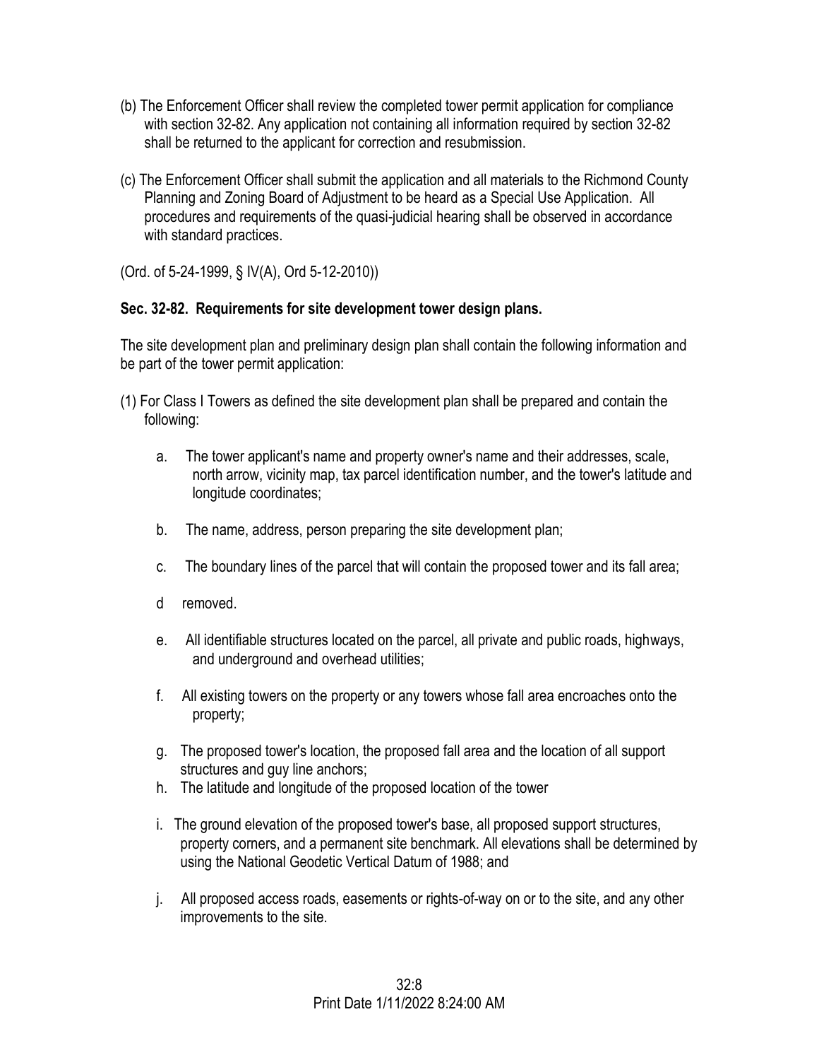(b) The Enforcement Officer shall review the completed tower permit application for compliance with section 32-82. Any application not containing all information required by section 32-82 shall be returned to the applicant for correction and resubmission.

(c) The Enforcement Officer shall submit the application and all materials to the Richmond County Planning and Zoning Board of Adjustment to be heard as a Special Use Application. All procedures and requirements of the quasi-judicial hearing shall be observed in accordance with standard practices.

(Ord. of 5-24-1999, § IV(A), Ord 5-12-2010))

**Sec. 32-82. Requirements for site development tower design plans.**

The site development plan and preliminary design plan shall contain the following information and be part of the tower permit application:

(1) For Class I Towers as defined the site development plan shall be prepared and contain the following:

a. The tower applicant's name and property owner's name and their addresses, scale, north arrow, vicinity map, tax parcel identification number, and the tower's latitude and longitude coordinates;

b. The name, address, person preparing the site development plan;

c. The boundary lines of the parcel that will contain the proposed tower and its fall area;

d removed.

e. All identifiable structures located on the parcel, all private and public roads, highways, and underground and overhead utilities;

f. All existing towers on the property or any towers whose fall area encroaches onto the property;

g. The proposed tower's location, the proposed fall area and the location of all support structures and guy line anchors;

h. The latitude and longitude of the proposed location of the tower

i. The ground elevation of the proposed tower's base, all proposed support structures, property corners, and a permanent site benchmark. All elevations shall be determined by using the National Geodetic Vertical Datum of 1988; and

j. All proposed access roads, easements or rights-of-way on or to the site, and any other improvements to the site.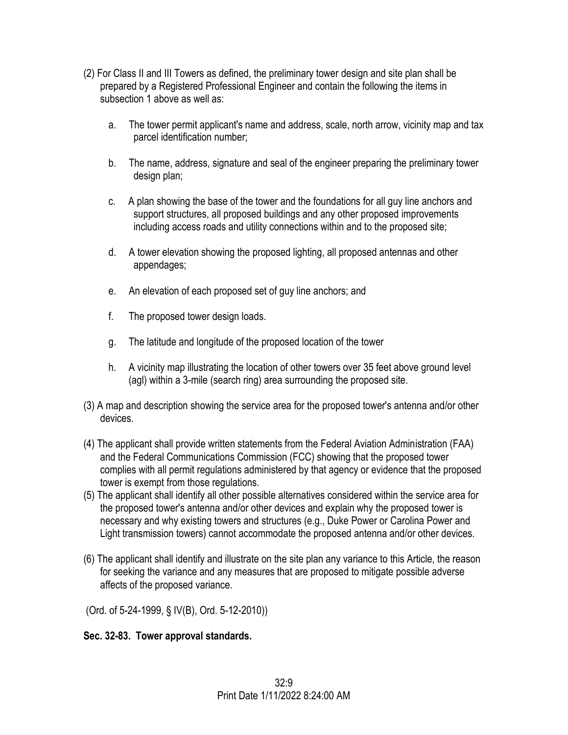(2) For Class II and III Towers as defined, the preliminary tower design and site plan shall be prepared by a Registered Professional Engineer and contain the following the items in subsection 1 above as well as:

   a. The tower permit applicant's name and address, scale, north arrow, vicinity map and tax parcel identification number;

   b. The name, address, signature and seal of the engineer preparing the preliminary tower design plan;

   c. A plan showing the base of the tower and the foundations for all guy line anchors and support structures, all proposed buildings and any other proposed improvements including access roads and utility connections within and to the proposed site;

   d. A tower elevation showing the proposed lighting, all proposed antennas and other appendages;

   e. An elevation of each proposed set of guy line anchors; and

   f. The proposed tower design loads.

   g. The latitude and longitude of the proposed location of the tower

   h. A vicinity map illustrating the location of other towers over 35 feet above ground level (agl) within a 3-mile (search ring) area surrounding the proposed site.

(3) A map and description showing the service area for the proposed tower's antenna and/or other devices.

(4) The applicant shall provide written statements from the Federal Aviation Administration (FAA) and the Federal Communications Commission (FCC) showing that the proposed tower complies with all permit regulations administered by that agency or evidence that the proposed tower is exempt from those regulations.

(5) The applicant shall identify all other possible alternatives considered within the service area for the proposed tower's antenna and/or other devices and explain why the proposed tower is necessary and why existing towers and structures (e.g., Duke Power or Carolina Power and Light transmission towers) cannot accommodate the proposed antenna and/or other devices.

(6) The applicant shall identify and illustrate on the site plan any variance to this Article, the reason for seeking the variance and any measures that are proposed to mitigate possible adverse affects of the proposed variance.

(Ord. of 5-24-1999, § IV(B), Ord. 5-12-2010))

**Sec. 32-83. Tower approval standards.**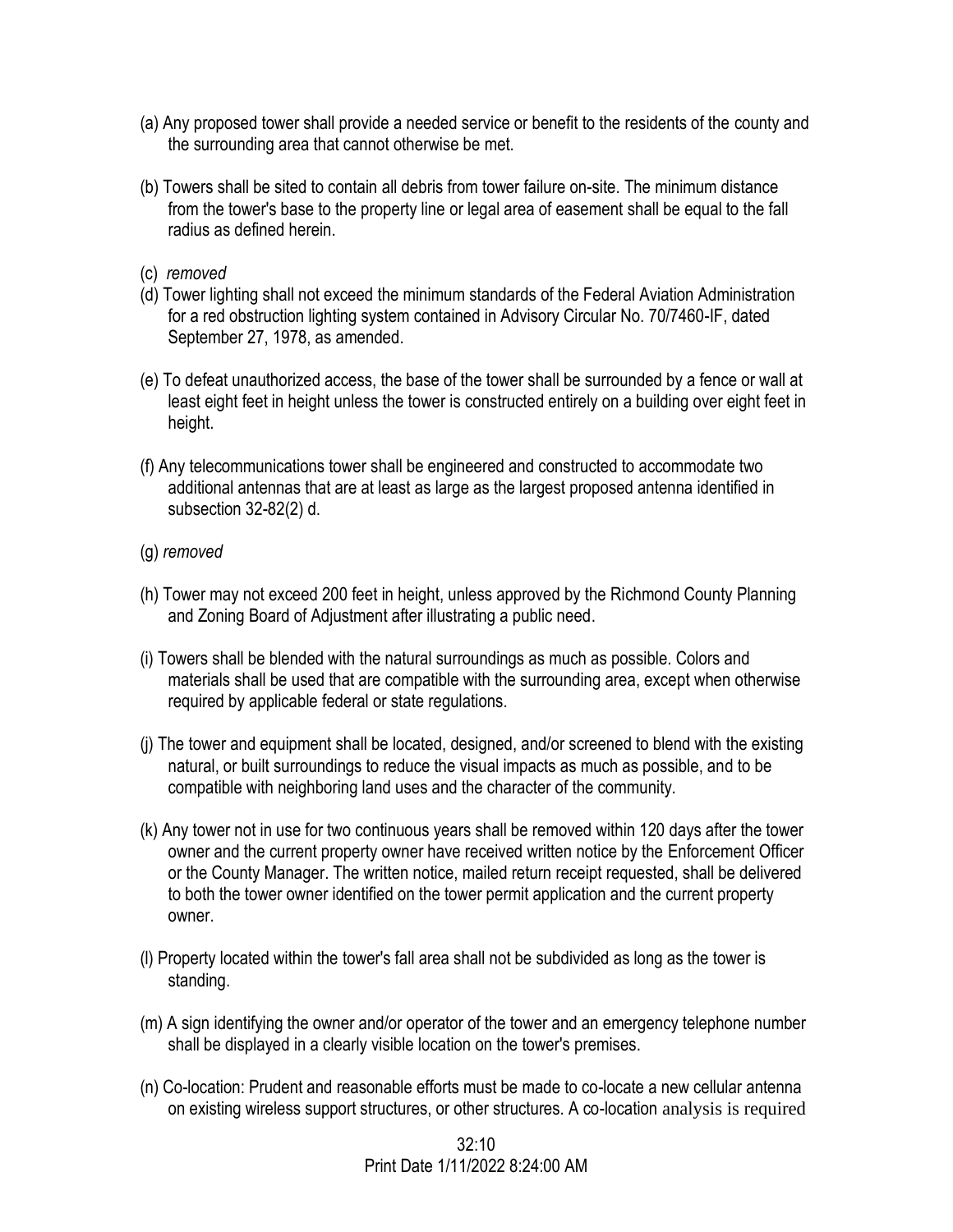(a) Any proposed tower shall provide a needed service or benefit to the residents of the county and the surrounding area that cannot otherwise be met.

(b) Towers shall be sited to contain all debris from tower failure on-site. The minimum distance from the tower's base to the property line or legal area of easement shall be equal to the fall radius as defined herein.

(c) *removed*

(d) Tower lighting shall not exceed the minimum standards of the Federal Aviation Administration for a red obstruction lighting system contained in Advisory Circular No. 70/7460-IF, dated September 27, 1978, as amended.

(e) To defeat unauthorized access, the base of the tower shall be surrounded by a fence or wall at least eight feet in height unless the tower is constructed entirely on a building over eight feet in height.

(f) Any telecommunications tower shall be engineered and constructed to accommodate two additional antennas that are at least as large as the largest proposed antenna identified in subsection 32-82(2) d.

(g) *removed*

(h) Tower may not exceed 200 feet in height, unless approved by the Richmond County Planning and Zoning Board of Adjustment after illustrating a public need.

(i) Towers shall be blended with the natural surroundings as much as possible. Colors and materials shall be used that are compatible with the surrounding area, except when otherwise required by applicable federal or state regulations.

(j) The tower and equipment shall be located, designed, and/or screened to blend with the existing natural, or built surroundings to reduce the visual impacts as much as possible, and to be compatible with neighboring land uses and the character of the community.

(k) Any tower not in use for two continuous years shall be removed within 120 days after the tower owner and the current property owner have received written notice by the Enforcement Officer or the County Manager. The written notice, mailed return receipt requested, shall be delivered to both the tower owner identified on the tower permit application and the current property owner.

(l) Property located within the tower's fall area shall not be subdivided as long as the tower is standing.

(m) A sign identifying the owner and/or operator of the tower and an emergency telephone number shall be displayed in a clearly visible location on the tower's premises.

(n) Co-location: Prudent and reasonable efforts must be made to co-locate a new cellular antenna on existing wireless support structures, or other structures. A co-location analysis is required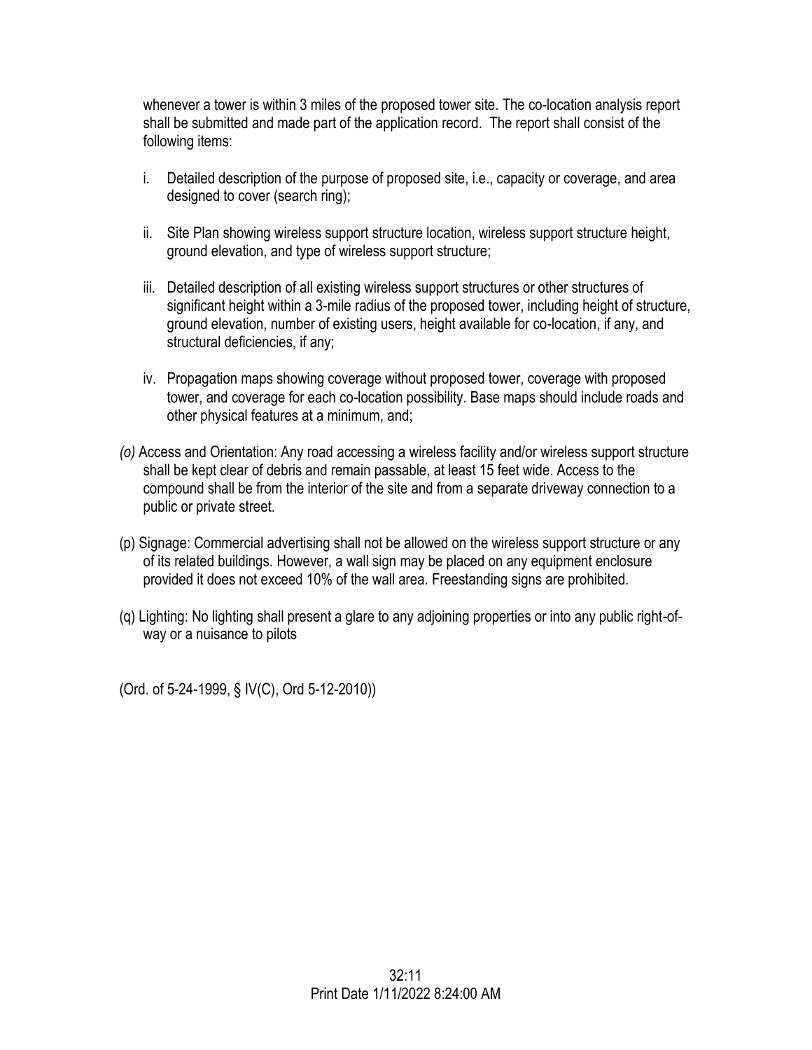whenever a tower is within 3 miles of the proposed tower site. The co-location analysis report shall be submitted and made part of the application record. The report shall consist of the following items:

i. Detailed description of the purpose of proposed site, i.e., capacity or coverage, and area designed to cover (search ring);

ii. Site Plan showing wireless support structure location, wireless support structure height, ground elevation, and type of wireless support structure;

iii. Detailed description of all existing wireless support structures or other structures of significant height within a 3-mile radius of the proposed tower, including height of structure, ground elevation, number of existing users, height available for co-location, if any, and structural deficiencies, if any;

iv. Propagation maps showing coverage without proposed tower, coverage with proposed tower, and coverage for each co-location possibility. Base maps should include roads and other physical features at a minimum, and;

*(o)* Access and Orientation: Any road accessing a wireless facility and/or wireless support structure shall be kept clear of debris and remain passable, at least 15 feet wide. Access to the compound shall be from the interior of the site and from a separate driveway connection to a public or private street.

(p) Signage: Commercial advertising shall not be allowed on the wireless support structure or any of its related buildings. However, a wall sign may be placed on any equipment enclosure provided it does not exceed 10% of the wall area. Freestanding signs are prohibited.

(q) Lighting: No lighting shall present a glare to any adjoining properties or into any public right-of-way or a nuisance to pilots

(Ord. of 5-24-1999, § IV(C), Ord 5-12-2010))

32:11

Print Date 1/11/2022 8:24:00 AM